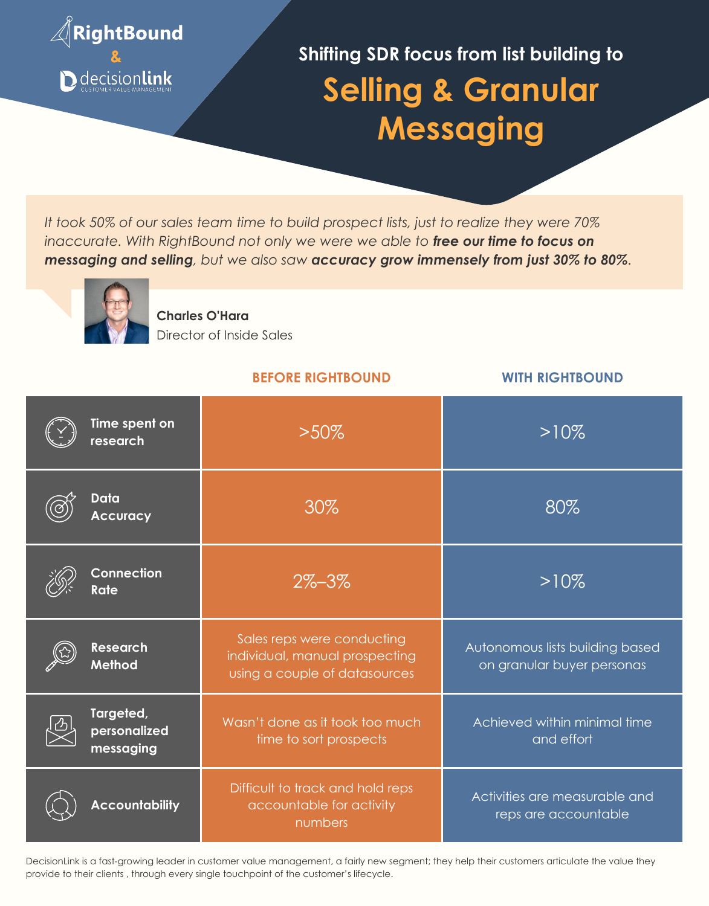RightBound & decisionlink CUSTOMER VALUE MANAGEMENT

## Shifting SDR focus from list building to

# Selling & Granular Messaging

*It took 50% of our sales team time to build prospect lists, just to realize they were 70% inaccurate. With RightBound not only we were we able to **free our time to focus on messaging and selling**, but we also saw **accuracy grow immensely from just 30% to 80%**.*

**Charles O'Hara**
Director of Inside Sales

| | BEFORE RIGHTBOUND | WITH RIGHTBOUND |
|---|---|---|
| **Time spent on research** | >50% | >10% |
| **Data Accuracy** | 30% | 80% |
| **Connection Rate** | 2%–3% | >10% |
| **Research Method** | Sales reps were conducting individual, manual prospecting using a couple of datasources | Autonomous lists building based on granular buyer personas |
| **Targeted, personalized messaging** | Wasn't done as it took too much time to sort prospects | Achieved within minimal time and effort |
| **Accountability** | Difficult to track and hold reps accountable for activity numbers | Activities are measurable and reps are accountable |

DecisionLink is a fast-growing leader in customer value management, a fairly new segment; they help their customers articulate the value they provide to their clients , through every single touchpoint of the customer's lifecycle.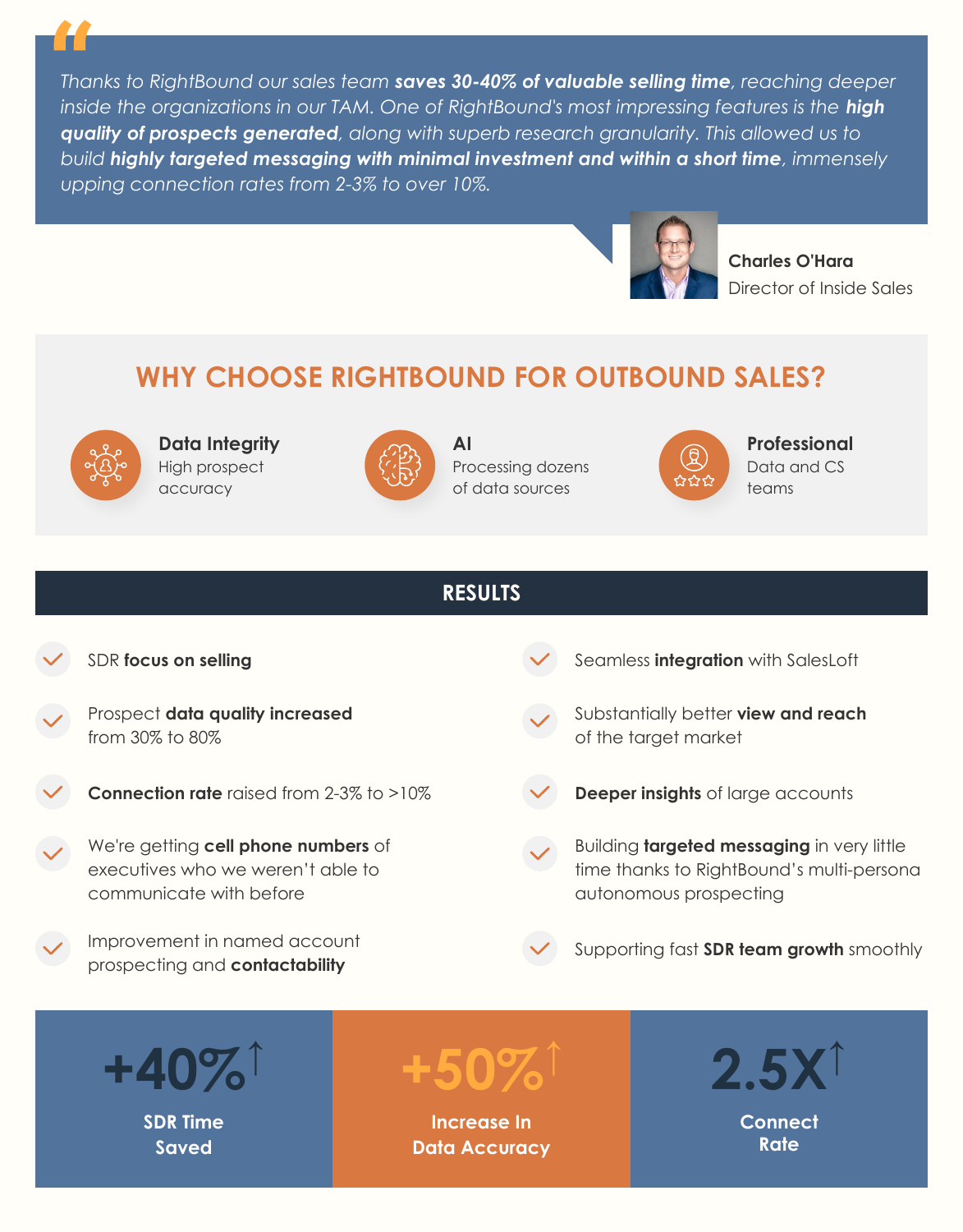> *Thanks to RightBound our sales team **saves 30-40% of valuable selling time**, reaching deeper inside the organizations in our TAM. One of RightBound's most impressing features is the **high quality of prospects generated**, along with superb research granularity. This allowed us to build **highly targeted messaging with minimal investment and within a short time**, immensely upping connection rates from 2-3% to over 10%.*

**Charles O'Hara**
Director of Inside Sales

## WHY CHOOSE RIGHTBOUND FOR OUTBOUND SALES?

**Data Integrity**
High prospect accuracy

**AI**
Processing dozens of data sources

**Professional**
Data and CS teams

## RESULTS

- SDR **focus on selling**
- Prospect **data quality increased** from 30% to 80%
- **Connection rate** raised from 2-3% to >10%
- We're getting **cell phone numbers** of executives who we weren't able to communicate with before
- Improvement in named account prospecting and **contactability**
- Seamless **integration** with SalesLoft
- Substantially better **view and reach** of the target market
- **Deeper insights** of large accounts
- Building **targeted messaging** in very little time thanks to RightBound's multi-persona autonomous prospecting
- Supporting fast **SDR team growth** smoothly

**+40%↑**
SDR Time Saved

**+50%↑**
Increase In Data Accuracy

**2.5X↑**
Connect Rate